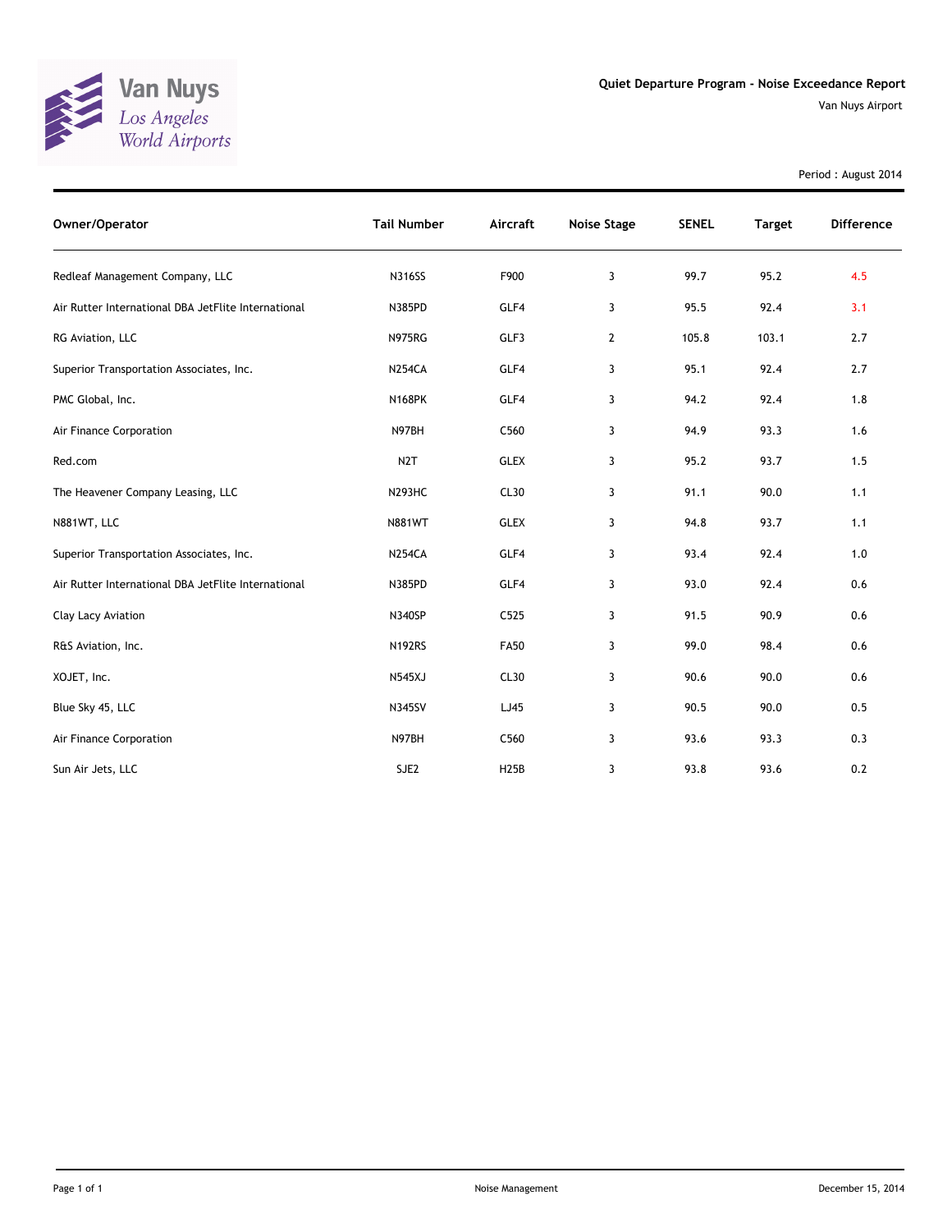Van Nuys
Los Angeles World Airports

## Quiet Departure Program - Noise Exceedance Report

Van Nuys Airport

Period : August 2014

| Owner/Operator | Tail Number | Aircraft | Noise Stage | SENEL | Target | Difference |
|---|---|---|---|---|---|---|
| Redleaf Management Company, LLC | N316SS | F900 | 3 | 99.7 | 95.2 | 4.5 |
| Air Rutter International DBA JetFlite International | N385PD | GLF4 | 3 | 95.5 | 92.4 | 3.1 |
| RG Aviation, LLC | N975RG | GLF3 | 2 | 105.8 | 103.1 | 2.7 |
| Superior Transportation Associates, Inc. | N254CA | GLF4 | 3 | 95.1 | 92.4 | 2.7 |
| PMC Global, Inc. | N168PK | GLF4 | 3 | 94.2 | 92.4 | 1.8 |
| Air Finance Corporation | N97BH | C560 | 3 | 94.9 | 93.3 | 1.6 |
| Red.com | N2T | GLEX | 3 | 95.2 | 93.7 | 1.5 |
| The Heavener Company Leasing, LLC | N293HC | CL30 | 3 | 91.1 | 90.0 | 1.1 |
| N881WT, LLC | N881WT | GLEX | 3 | 94.8 | 93.7 | 1.1 |
| Superior Transportation Associates, Inc. | N254CA | GLF4 | 3 | 93.4 | 92.4 | 1.0 |
| Air Rutter International DBA JetFlite International | N385PD | GLF4 | 3 | 93.0 | 92.4 | 0.6 |
| Clay Lacy Aviation | N340SP | C525 | 3 | 91.5 | 90.9 | 0.6 |
| R&S Aviation, Inc. | N192RS | FA50 | 3 | 99.0 | 98.4 | 0.6 |
| XOJET, Inc. | N545XJ | CL30 | 3 | 90.6 | 90.0 | 0.6 |
| Blue Sky 45, LLC | N345SV | LJ45 | 3 | 90.5 | 90.0 | 0.5 |
| Air Finance Corporation | N97BH | C560 | 3 | 93.6 | 93.3 | 0.3 |
| Sun Air Jets, LLC | SJE2 | H25B | 3 | 93.8 | 93.6 | 0.2 |

Noise Management

December 15, 2014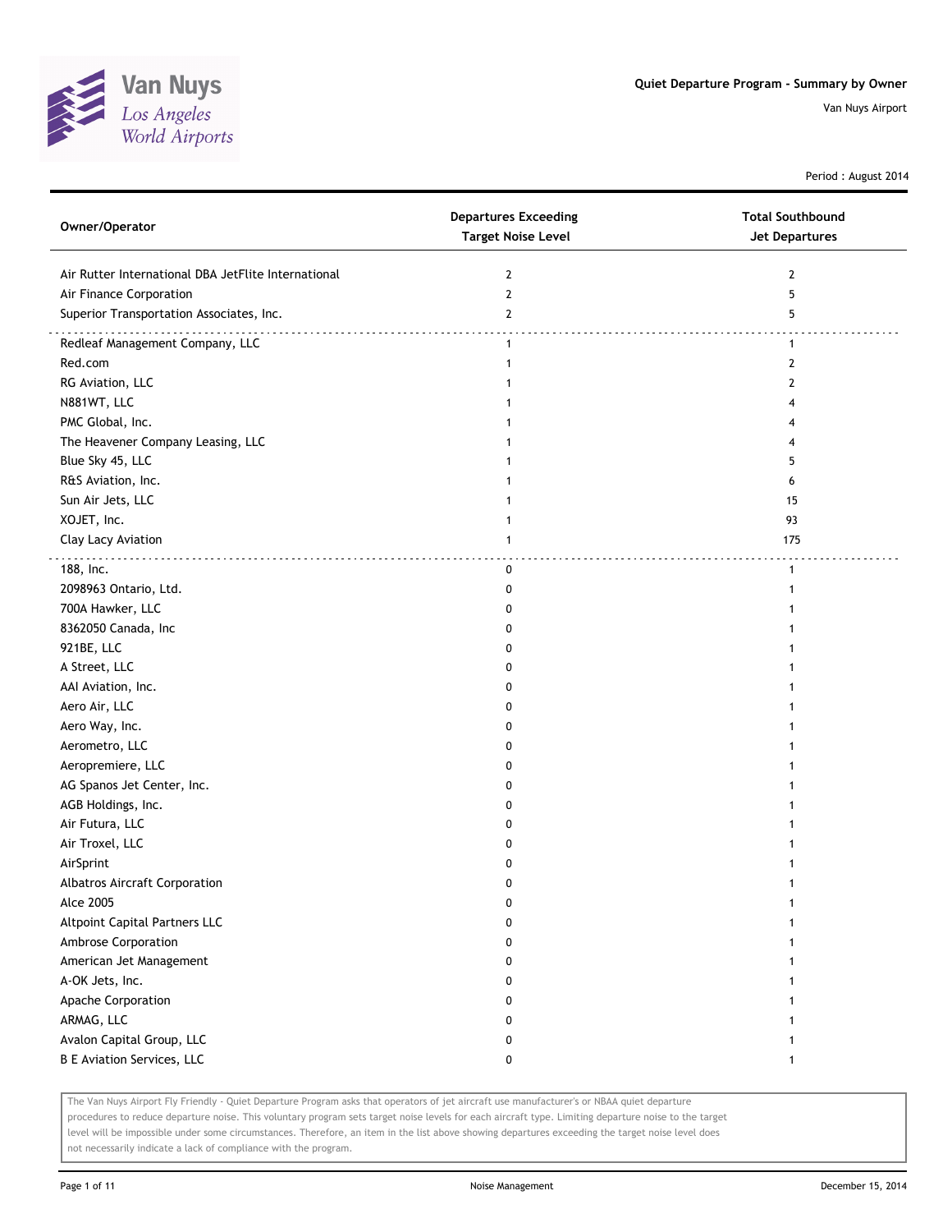# Quiet Departure Program - Summary by Owner

Van Nuys Airport

Period : August 2014

| Owner/Operator | Departures Exceeding Target Noise Level | Total Southbound Jet Departures |
| --- | --- | --- |
| Air Rutter International DBA JetFlite International | 2 | 2 |
| Air Finance Corporation | 2 | 5 |
| Superior Transportation Associates, Inc. | 2 | 5 |
| Redleaf Management Company, LLC | 1 | 1 |
| Red.com | 1 | 2 |
| RG Aviation, LLC | 1 | 2 |
| N881WT, LLC | 1 | 4 |
| PMC Global, Inc. | 1 | 4 |
| The Heavener Company Leasing, LLC | 1 | 4 |
| Blue Sky 45, LLC | 1 | 5 |
| R&S Aviation, Inc. | 1 | 6 |
| Sun Air Jets, LLC | 1 | 15 |
| XOJET, Inc. | 1 | 93 |
| Clay Lacy Aviation | 1 | 175 |
| 188, Inc. | 0 | 1 |
| 2098963 Ontario, Ltd. | 0 | 1 |
| 700A Hawker, LLC | 0 | 1 |
| 8362050 Canada, Inc | 0 | 1 |
| 921BE, LLC | 0 | 1 |
| A Street, LLC | 0 | 1 |
| AAI Aviation, Inc. | 0 | 1 |
| Aero Air, LLC | 0 | 1 |
| Aero Way, Inc. | 0 | 1 |
| Aerometro, LLC | 0 | 1 |
| Aeropremiere, LLC | 0 | 1 |
| AG Spanos Jet Center, Inc. | 0 | 1 |
| AGB Holdings, Inc. | 0 | 1 |
| Air Futura, LLC | 0 | 1 |
| Air Troxel, LLC | 0 | 1 |
| AirSprint | 0 | 1 |
| Albatros Aircraft Corporation | 0 | 1 |
| Alce 2005 | 0 | 1 |
| Altpoint Capital Partners LLC | 0 | 1 |
| Ambrose Corporation | 0 | 1 |
| American Jet Management | 0 | 1 |
| A-OK Jets, Inc. | 0 | 1 |
| Apache Corporation | 0 | 1 |
| ARMAG, LLC | 0 | 1 |
| Avalon Capital Group, LLC | 0 | 1 |
| B E Aviation Services, LLC | 0 | 1 |

The Van Nuys Airport Fly Friendly - Quiet Departure Program asks that operators of jet aircraft use manufacturer's or NBAA quiet departure procedures to reduce departure noise. This voluntary program sets target noise levels for each aircraft type. Limiting departure noise to the target level will be impossible under some circumstances. Therefore, an item in the list above showing departures exceeding the target noise level does not necessarily indicate a lack of compliance with the program.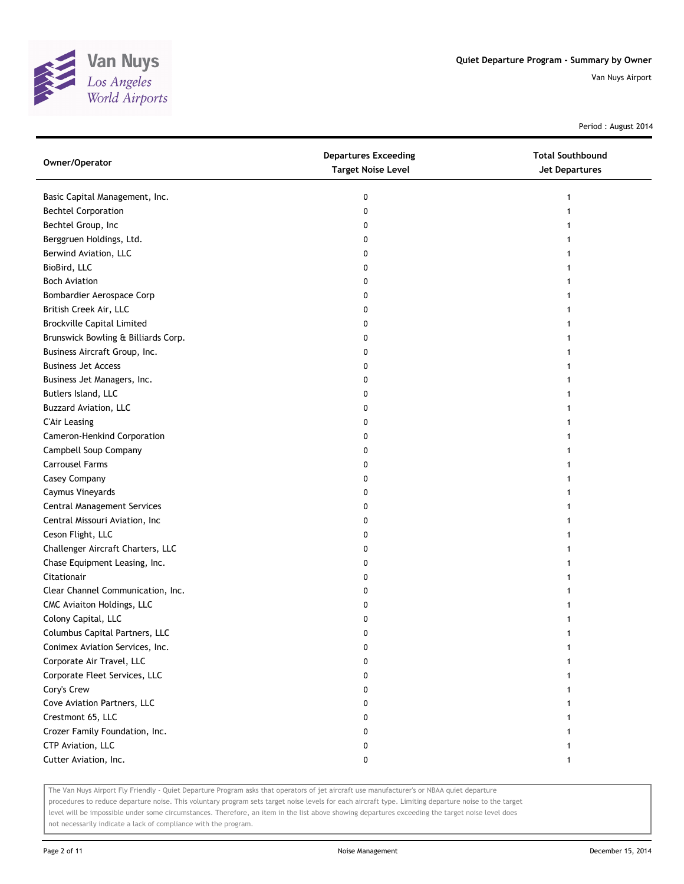Period : August 2014

| Owner/Operator | Departures Exceeding Target Noise Level | Total Southbound Jet Departures |
|---|---|---|
| Basic Capital Management, Inc. | 0 | 1 |
| Bechtel Corporation | 0 | 1 |
| Bechtel Group, Inc | 0 | 1 |
| Berggruen Holdings, Ltd. | 0 | 1 |
| Berwind Aviation, LLC | 0 | 1 |
| BioBird, LLC | 0 | 1 |
| Boch Aviation | 0 | 1 |
| Bombardier Aerospace Corp | 0 | 1 |
| British Creek Air, LLC | 0 | 1 |
| Brockville Capital Limited | 0 | 1 |
| Brunswick Bowling & Billiards Corp. | 0 | 1 |
| Business Aircraft Group, Inc. | 0 | 1 |
| Business Jet Access | 0 | 1 |
| Business Jet Managers, Inc. | 0 | 1 |
| Butlers Island, LLC | 0 | 1 |
| Buzzard Aviation, LLC | 0 | 1 |
| C'Air Leasing | 0 | 1 |
| Cameron-Henkind Corporation | 0 | 1 |
| Campbell Soup Company | 0 | 1 |
| Carrousel Farms | 0 | 1 |
| Casey Company | 0 | 1 |
| Caymus Vineyards | 0 | 1 |
| Central Management Services | 0 | 1 |
| Central Missouri Aviation, Inc | 0 | 1 |
| Ceson Flight, LLC | 0 | 1 |
| Challenger Aircraft Charters, LLC | 0 | 1 |
| Chase Equipment Leasing, Inc. | 0 | 1 |
| Citationair | 0 | 1 |
| Clear Channel Communication, Inc. | 0 | 1 |
| CMC Aviaiton Holdings, LLC | 0 | 1 |
| Colony Capital, LLC | 0 | 1 |
| Columbus Capital Partners, LLC | 0 | 1 |
| Conimex Aviation Services, Inc. | 0 | 1 |
| Corporate Air Travel, LLC | 0 | 1 |
| Corporate Fleet Services, LLC | 0 | 1 |
| Cory's Crew | 0 | 1 |
| Cove Aviation Partners, LLC | 0 | 1 |
| Crestmont 65, LLC | 0 | 1 |
| Crozer Family Foundation, Inc. | 0 | 1 |
| CTP Aviation, LLC | 0 | 1 |
| Cutter Aviation, Inc. | 0 | 1 |

The Van Nuys Airport Fly Friendly - Quiet Departure Program asks that operators of jet aircraft use manufacturer's or NBAA quiet departure procedures to reduce departure noise. This voluntary program sets target noise levels for each aircraft type. Limiting departure noise to the target level will be impossible under some circumstances. Therefore, an item in the list above showing departures exceeding the target noise level does not necessarily indicate a lack of compliance with the program.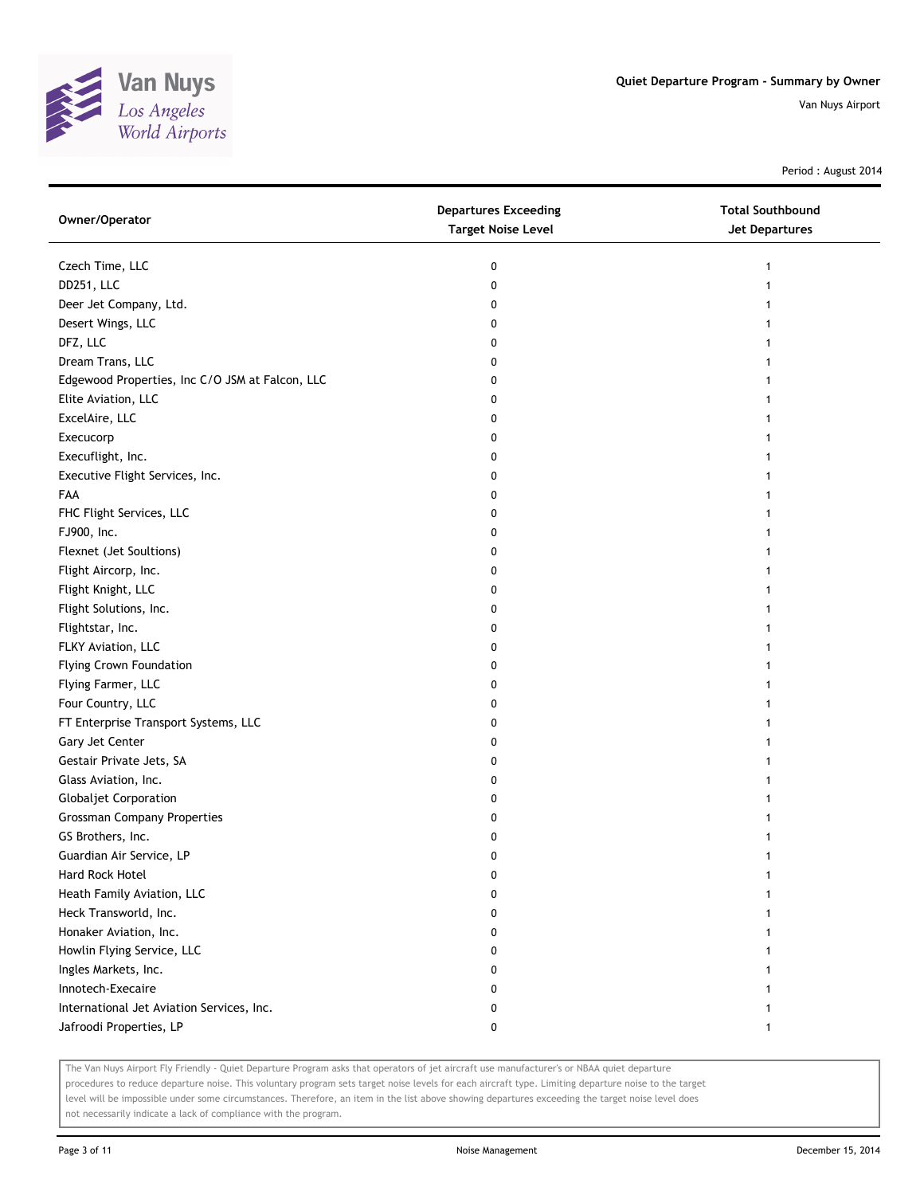## Quiet Departure Program - Summary by Owner

Van Nuys Airport

Period : August 2014

| Owner/Operator | Departures Exceeding Target Noise Level | Total Southbound Jet Departures |
|---|---|---|
| Czech Time, LLC | 0 | 1 |
| DD251, LLC | 0 | 1 |
| Deer Jet Company, Ltd. | 0 | 1 |
| Desert Wings, LLC | 0 | 1 |
| DFZ, LLC | 0 | 1 |
| Dream Trans, LLC | 0 | 1 |
| Edgewood Properties, Inc C/O JSM at Falcon, LLC | 0 | 1 |
| Elite Aviation, LLC | 0 | 1 |
| ExcelAire, LLC | 0 | 1 |
| Execucorp | 0 | 1 |
| Execuflight, Inc. | 0 | 1 |
| Executive Flight Services, Inc. | 0 | 1 |
| FAA | 0 | 1 |
| FHC Flight Services, LLC | 0 | 1 |
| FJ900, Inc. | 0 | 1 |
| Flexnet (Jet Soultions) | 0 | 1 |
| Flight Aircorp, Inc. | 0 | 1 |
| Flight Knight, LLC | 0 | 1 |
| Flight Solutions, Inc. | 0 | 1 |
| Flightstar, Inc. | 0 | 1 |
| FLKY Aviation, LLC | 0 | 1 |
| Flying Crown Foundation | 0 | 1 |
| Flying Farmer, LLC | 0 | 1 |
| Four Country, LLC | 0 | 1 |
| FT Enterprise Transport Systems, LLC | 0 | 1 |
| Gary Jet Center | 0 | 1 |
| Gestair Private Jets, SA | 0 | 1 |
| Glass Aviation, Inc. | 0 | 1 |
| Globaljet Corporation | 0 | 1 |
| Grossman Company Properties | 0 | 1 |
| GS Brothers, Inc. | 0 | 1 |
| Guardian Air Service, LP | 0 | 1 |
| Hard Rock Hotel | 0 | 1 |
| Heath Family Aviation, LLC | 0 | 1 |
| Heck Transworld, Inc. | 0 | 1 |
| Honaker Aviation, Inc. | 0 | 1 |
| Howlin Flying Service, LLC | 0 | 1 |
| Ingles Markets, Inc. | 0 | 1 |
| Innotech-Execaire | 0 | 1 |
| International Jet Aviation Services, Inc. | 0 | 1 |
| Jafroodi Properties, LP | 0 | 1 |

The Van Nuys Airport Fly Friendly - Quiet Departure Program asks that operators of jet aircraft use manufacturer's or NBAA quiet departure procedures to reduce departure noise. This voluntary program sets target noise levels for each aircraft type. Limiting departure noise to the target level will be impossible under some circumstances. Therefore, an item in the list above showing departures exceeding the target noise level does not necessarily indicate a lack of compliance with the program.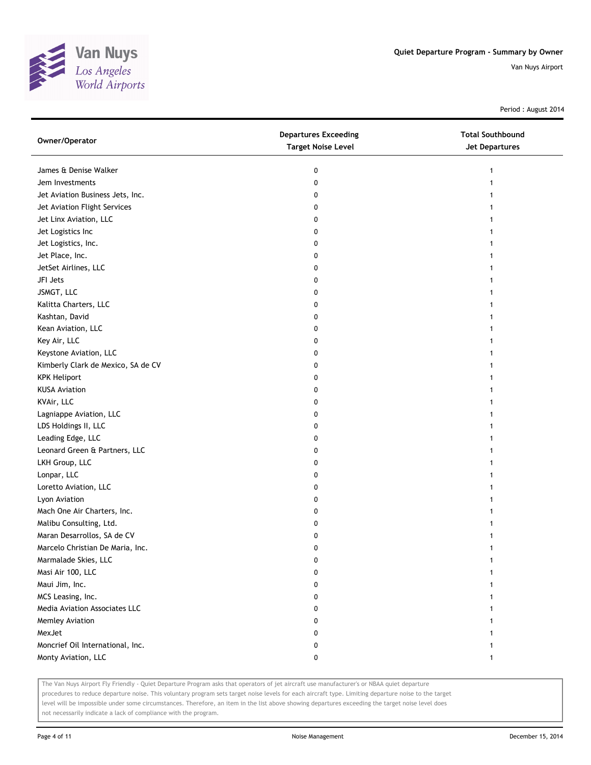Quiet Departure Program - Summary by Owner

Van Nuys Airport

Period : August 2014

| Owner/Operator | Departures Exceeding Target Noise Level | Total Southbound Jet Departures |
|---|---|---|
| James & Denise Walker | 0 | 1 |
| Jem Investments | 0 | 1 |
| Jet Aviation Business Jets, Inc. | 0 | 1 |
| Jet Aviation Flight Services | 0 | 1 |
| Jet Linx Aviation, LLC | 0 | 1 |
| Jet Logistics Inc | 0 | 1 |
| Jet Logistics, Inc. | 0 | 1 |
| Jet Place, Inc. | 0 | 1 |
| JetSet Airlines, LLC | 0 | 1 |
| JFI Jets | 0 | 1 |
| JSMGT, LLC | 0 | 1 |
| Kalitta Charters, LLC | 0 | 1 |
| Kashtan, David | 0 | 1 |
| Kean Aviation, LLC | 0 | 1 |
| Key Air, LLC | 0 | 1 |
| Keystone Aviation, LLC | 0 | 1 |
| Kimberly Clark de Mexico, SA de CV | 0 | 1 |
| KPK Heliport | 0 | 1 |
| KUSA Aviation | 0 | 1 |
| KVAir, LLC | 0 | 1 |
| Lagniappe Aviation, LLC | 0 | 1 |
| LDS Holdings II, LLC | 0 | 1 |
| Leading Edge, LLC | 0 | 1 |
| Leonard Green & Partners, LLC | 0 | 1 |
| LKH Group, LLC | 0 | 1 |
| Lonpar, LLC | 0 | 1 |
| Loretto Aviation, LLC | 0 | 1 |
| Lyon Aviation | 0 | 1 |
| Mach One Air Charters, Inc. | 0 | 1 |
| Malibu Consulting, Ltd. | 0 | 1 |
| Maran Desarrollos, SA de CV | 0 | 1 |
| Marcelo Christian De Maria, Inc. | 0 | 1 |
| Marmalade Skies, LLC | 0 | 1 |
| Masi Air 100, LLC | 0 | 1 |
| Maui Jim, Inc. | 0 | 1 |
| MCS Leasing, Inc. | 0 | 1 |
| Media Aviation Associates LLC | 0 | 1 |
| Memley Aviation | 0 | 1 |
| MexJet | 0 | 1 |
| Moncrief Oil International, Inc. | 0 | 1 |
| Monty Aviation, LLC | 0 | 1 |

The Van Nuys Airport Fly Friendly - Quiet Departure Program asks that operators of jet aircraft use manufacturer's or NBAA quiet departure procedures to reduce departure noise. This voluntary program sets target noise levels for each aircraft type. Limiting departure noise to the target level will be impossible under some circumstances. Therefore, an item in the list above showing departures exceeding the target noise level does not necessarily indicate a lack of compliance with the program.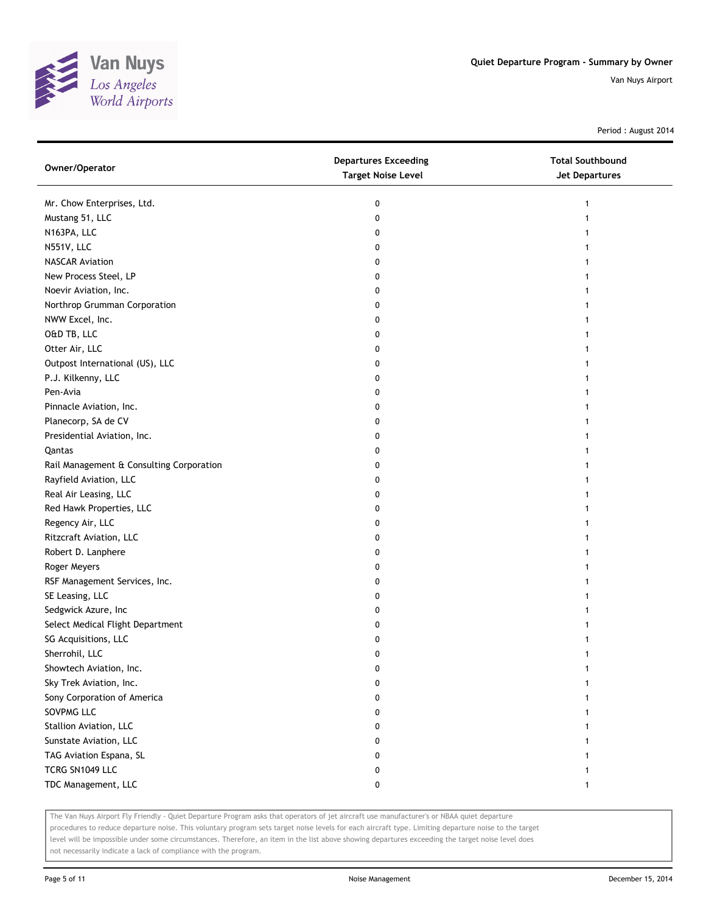# Quiet Departure Program - Summary by Owner

Van Nuys Airport

Period : August 2014

| Owner/Operator | Departures Exceeding Target Noise Level | Total Southbound Jet Departures |
|---|---|---|
| Mr. Chow Enterprises, Ltd. | 0 | 1 |
| Mustang 51, LLC | 0 | 1 |
| N163PA, LLC | 0 | 1 |
| N551V, LLC | 0 | 1 |
| NASCAR Aviation | 0 | 1 |
| New Process Steel, LP | 0 | 1 |
| Noevir Aviation, Inc. | 0 | 1 |
| Northrop Grumman Corporation | 0 | 1 |
| NWW Excel, Inc. | 0 | 1 |
| O&D TB, LLC | 0 | 1 |
| Otter Air, LLC | 0 | 1 |
| Outpost International (US), LLC | 0 | 1 |
| P.J. Kilkenny, LLC | 0 | 1 |
| Pen-Avia | 0 | 1 |
| Pinnacle Aviation, Inc. | 0 | 1 |
| Planecorp, SA de CV | 0 | 1 |
| Presidential Aviation, Inc. | 0 | 1 |
| Qantas | 0 | 1 |
| Rail Management & Consulting Corporation | 0 | 1 |
| Rayfield Aviation, LLC | 0 | 1 |
| Real Air Leasing, LLC | 0 | 1 |
| Red Hawk Properties, LLC | 0 | 1 |
| Regency Air, LLC | 0 | 1 |
| Ritzcraft Aviation, LLC | 0 | 1 |
| Robert D. Lanphere | 0 | 1 |
| Roger Meyers | 0 | 1 |
| RSF Management Services, Inc. | 0 | 1 |
| SE Leasing, LLC | 0 | 1 |
| Sedgwick Azure, Inc | 0 | 1 |
| Select Medical Flight Department | 0 | 1 |
| SG Acquisitions, LLC | 0 | 1 |
| Sherrohil, LLC | 0 | 1 |
| Showtech Aviation, Inc. | 0 | 1 |
| Sky Trek Aviation, Inc. | 0 | 1 |
| Sony Corporation of America | 0 | 1 |
| SOVPMG LLC | 0 | 1 |
| Stallion Aviation, LLC | 0 | 1 |
| Sunstate Aviation, LLC | 0 | 1 |
| TAG Aviation Espana, SL | 0 | 1 |
| TCRG SN1049 LLC | 0 | 1 |
| TDC Management, LLC | 0 | 1 |

The Van Nuys Airport Fly Friendly - Quiet Departure Program asks that operators of jet aircraft use manufacturer's or NBAA quiet departure procedures to reduce departure noise. This voluntary program sets target noise levels for each aircraft type. Limiting departure noise to the target level will be impossible under some circumstances. Therefore, an item in the list above showing departures exceeding the target noise level does not necessarily indicate a lack of compliance with the program.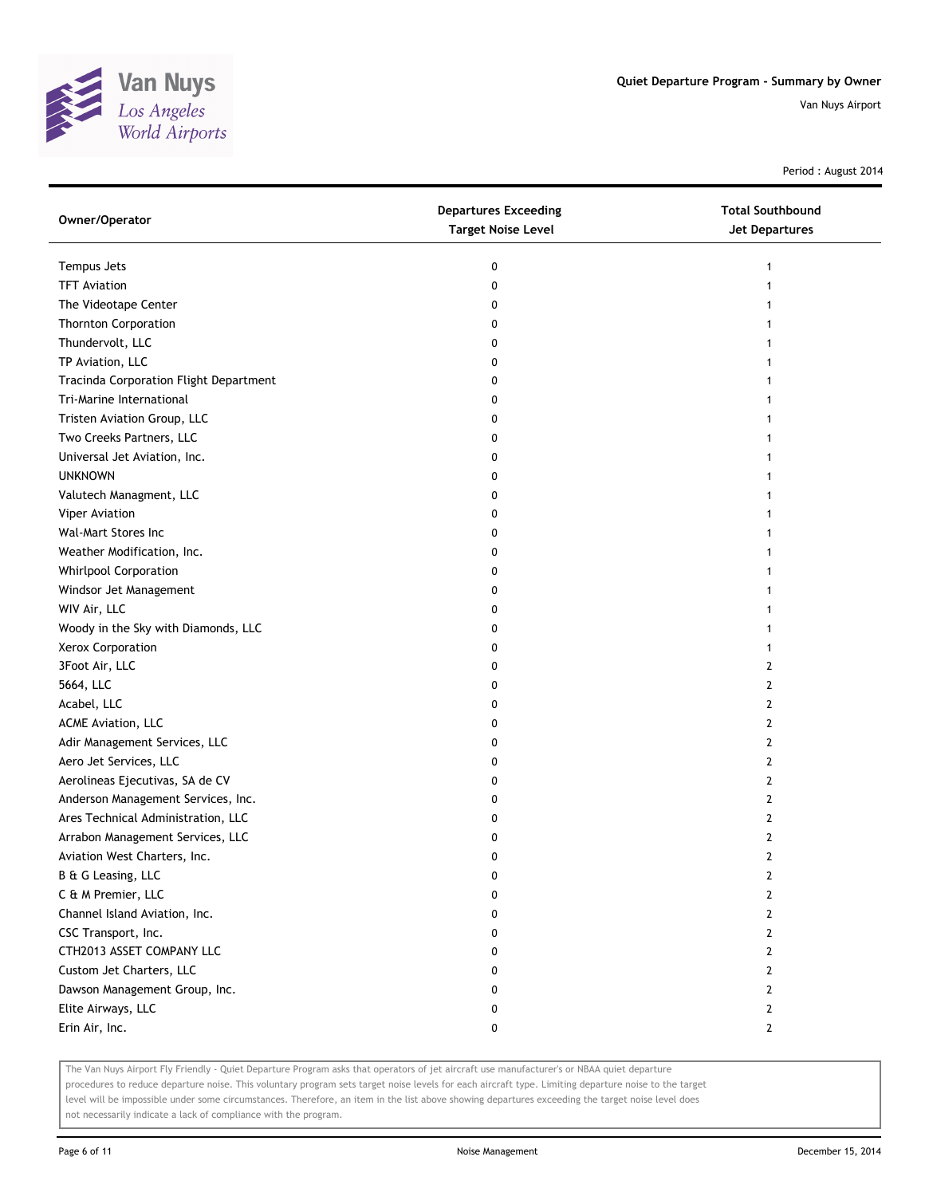Period : August 2014

| Owner/Operator | Departures Exceeding Target Noise Level | Total Southbound Jet Departures |
|---|---|---|
| Tempus Jets | 0 | 1 |
| TFT Aviation | 0 | 1 |
| The Videotape Center | 0 | 1 |
| Thornton Corporation | 0 | 1 |
| Thundervolt, LLC | 0 | 1 |
| TP Aviation, LLC | 0 | 1 |
| Tracinda Corporation Flight Department | 0 | 1 |
| Tri-Marine International | 0 | 1 |
| Tristen Aviation Group, LLC | 0 | 1 |
| Two Creeks Partners, LLC | 0 | 1 |
| Universal Jet Aviation, Inc. | 0 | 1 |
| UNKNOWN | 0 | 1 |
| Valutech Managment, LLC | 0 | 1 |
| Viper Aviation | 0 | 1 |
| Wal-Mart Stores Inc | 0 | 1 |
| Weather Modification, Inc. | 0 | 1 |
| Whirlpool Corporation | 0 | 1 |
| Windsor Jet Management | 0 | 1 |
| WIV Air, LLC | 0 | 1 |
| Woody in the Sky with Diamonds, LLC | 0 | 1 |
| Xerox Corporation | 0 | 1 |
| 3Foot Air, LLC | 0 | 2 |
| 5664, LLC | 0 | 2 |
| Acabel, LLC | 0 | 2 |
| ACME Aviation, LLC | 0 | 2 |
| Adir Management Services, LLC | 0 | 2 |
| Aero Jet Services, LLC | 0 | 2 |
| Aerolineas Ejecutivas, SA de CV | 0 | 2 |
| Anderson Management Services, Inc. | 0 | 2 |
| Ares Technical Administration, LLC | 0 | 2 |
| Arrabon Management Services, LLC | 0 | 2 |
| Aviation West Charters, Inc. | 0 | 2 |
| B & G Leasing, LLC | 0 | 2 |
| C & M Premier, LLC | 0 | 2 |
| Channel Island Aviation, Inc. | 0 | 2 |
| CSC Transport, Inc. | 0 | 2 |
| CTH2013 ASSET COMPANY LLC | 0 | 2 |
| Custom Jet Charters, LLC | 0 | 2 |
| Dawson Management Group, Inc. | 0 | 2 |
| Elite Airways, LLC | 0 | 2 |
| Erin Air, Inc. | 0 | 2 |

The Van Nuys Airport Fly Friendly - Quiet Departure Program asks that operators of jet aircraft use manufacturer's or NBAA quiet departure procedures to reduce departure noise. This voluntary program sets target noise levels for each aircraft type. Limiting departure noise to the target level will be impossible under some circumstances. Therefore, an item in the list above showing departures exceeding the target noise level does not necessarily indicate a lack of compliance with the program.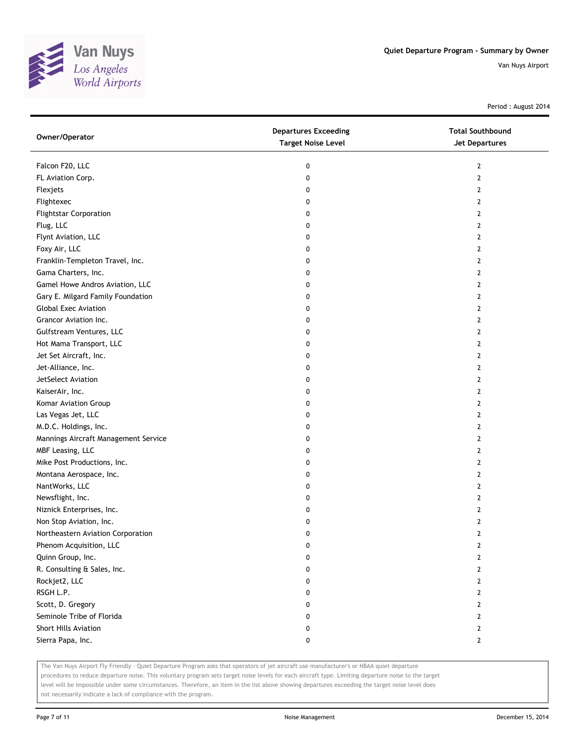Period : August 2014

| Owner/Operator | Departures Exceeding Target Noise Level | Total Southbound Jet Departures |
|---|---|---|
| Falcon F20, LLC | 0 | 2 |
| FL Aviation Corp. | 0 | 2 |
| Flexjets | 0 | 2 |
| Flightexec | 0 | 2 |
| Flightstar Corporation | 0 | 2 |
| Flug, LLC | 0 | 2 |
| Flynt Aviation, LLC | 0 | 2 |
| Foxy Air, LLC | 0 | 2 |
| Franklin-Templeton Travel, Inc. | 0 | 2 |
| Gama Charters, Inc. | 0 | 2 |
| Gamel Howe Andros Aviation, LLC | 0 | 2 |
| Gary E. Milgard Family Foundation | 0 | 2 |
| Global Exec Aviation | 0 | 2 |
| Grancor Aviation Inc. | 0 | 2 |
| Gulfstream Ventures, LLC | 0 | 2 |
| Hot Mama Transport, LLC | 0 | 2 |
| Jet Set Aircraft, Inc. | 0 | 2 |
| Jet-Alliance, Inc. | 0 | 2 |
| JetSelect Aviation | 0 | 2 |
| KaiserAir, Inc. | 0 | 2 |
| Komar Aviation Group | 0 | 2 |
| Las Vegas Jet, LLC | 0 | 2 |
| M.D.C. Holdings, Inc. | 0 | 2 |
| Mannings Aircraft Management Service | 0 | 2 |
| MBF Leasing, LLC | 0 | 2 |
| Mike Post Productions, Inc. | 0 | 2 |
| Montana Aerospace, Inc. | 0 | 2 |
| NantWorks, LLC | 0 | 2 |
| Newsflight, Inc. | 0 | 2 |
| Niznick Enterprises, Inc. | 0 | 2 |
| Non Stop Aviation, Inc. | 0 | 2 |
| Northeastern Aviation Corporation | 0 | 2 |
| Phenom Acquisition, LLC | 0 | 2 |
| Quinn Group, Inc. | 0 | 2 |
| R. Consulting & Sales, Inc. | 0 | 2 |
| Rockjet2, LLC | 0 | 2 |
| RSGH L.P. | 0 | 2 |
| Scott, D. Gregory | 0 | 2 |
| Seminole Tribe of Florida | 0 | 2 |
| Short Hills Aviation | 0 | 2 |
| Sierra Papa, Inc. | 0 | 2 |

The Van Nuys Airport Fly Friendly - Quiet Departure Program asks that operators of jet aircraft use manufacturer's or NBAA quiet departure procedures to reduce departure noise. This voluntary program sets target noise levels for each aircraft type. Limiting departure noise to the target level will be impossible under some circumstances. Therefore, an item in the list above showing departures exceeding the target noise level does not necessarily indicate a lack of compliance with the program.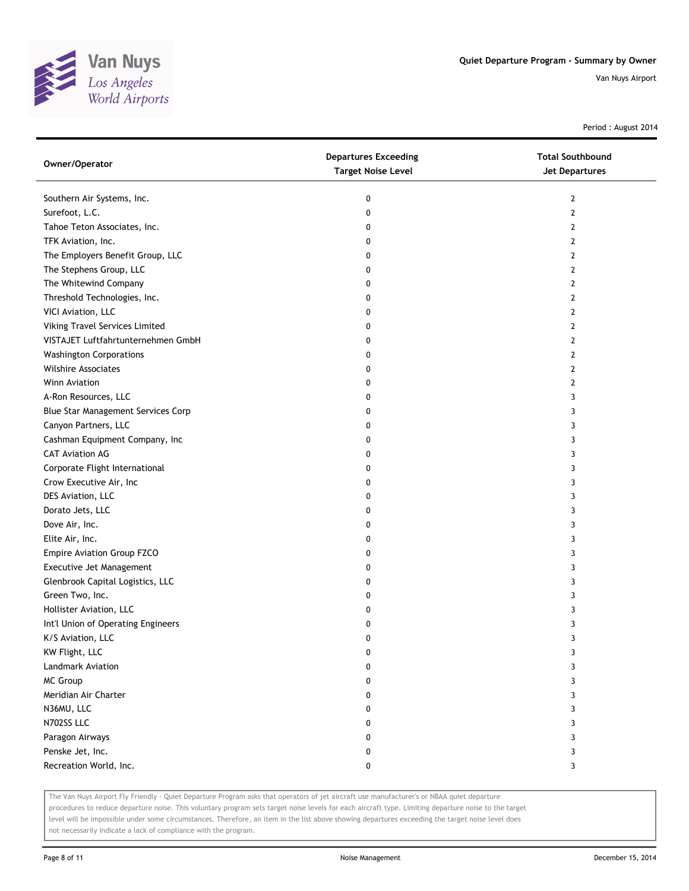Period : August 2014

| Owner/Operator | Departures Exceeding Target Noise Level | Total Southbound Jet Departures |
|---|---|---|
| Southern Air Systems, Inc. | 0 | 2 |
| Surefoot, L.C. | 0 | 2 |
| Tahoe Teton Associates, Inc. | 0 | 2 |
| TFK Aviation, Inc. | 0 | 2 |
| The Employers Benefit Group, LLC | 0 | 2 |
| The Stephens Group, LLC | 0 | 2 |
| The Whitewind Company | 0 | 2 |
| Threshold Technologies, Inc. | 0 | 2 |
| VICI Aviation, LLC | 0 | 2 |
| Viking Travel Services Limited | 0 | 2 |
| VISTAJET Luftfahrtunternehmen GmbH | 0 | 2 |
| Washington Corporations | 0 | 2 |
| Wilshire Associates | 0 | 2 |
| Winn Aviation | 0 | 2 |
| A-Ron Resources, LLC | 0 | 3 |
| Blue Star Management Services Corp | 0 | 3 |
| Canyon Partners, LLC | 0 | 3 |
| Cashman Equipment Company, Inc | 0 | 3 |
| CAT Aviation AG | 0 | 3 |
| Corporate Flight International | 0 | 3 |
| Crow Executive Air, Inc | 0 | 3 |
| DES Aviation, LLC | 0 | 3 |
| Dorato Jets, LLC | 0 | 3 |
| Dove Air, Inc. | 0 | 3 |
| Elite Air, Inc. | 0 | 3 |
| Empire Aviation Group FZCO | 0 | 3 |
| Executive Jet Management | 0 | 3 |
| Glenbrook Capital Logistics, LLC | 0 | 3 |
| Green Two, Inc. | 0 | 3 |
| Hollister Aviation, LLC | 0 | 3 |
| Int'l Union of Operating Engineers | 0 | 3 |
| K/S Aviation, LLC | 0 | 3 |
| KW Flight, LLC | 0 | 3 |
| Landmark Aviation | 0 | 3 |
| MC Group | 0 | 3 |
| Meridian Air Charter | 0 | 3 |
| N36MU, LLC | 0 | 3 |
| N702SS LLC | 0 | 3 |
| Paragon Airways | 0 | 3 |
| Penske Jet, Inc. | 0 | 3 |
| Recreation World, Inc. | 0 | 3 |

The Van Nuys Airport Fly Friendly - Quiet Departure Program asks that operators of jet aircraft use manufacturer's or NBAA quiet departure procedures to reduce departure noise. This voluntary program sets target noise levels for each aircraft type. Limiting departure noise to the target level will be impossible under some circumstances. Therefore, an item in the list above showing departures exceeding the target noise level does not necessarily indicate a lack of compliance with the program.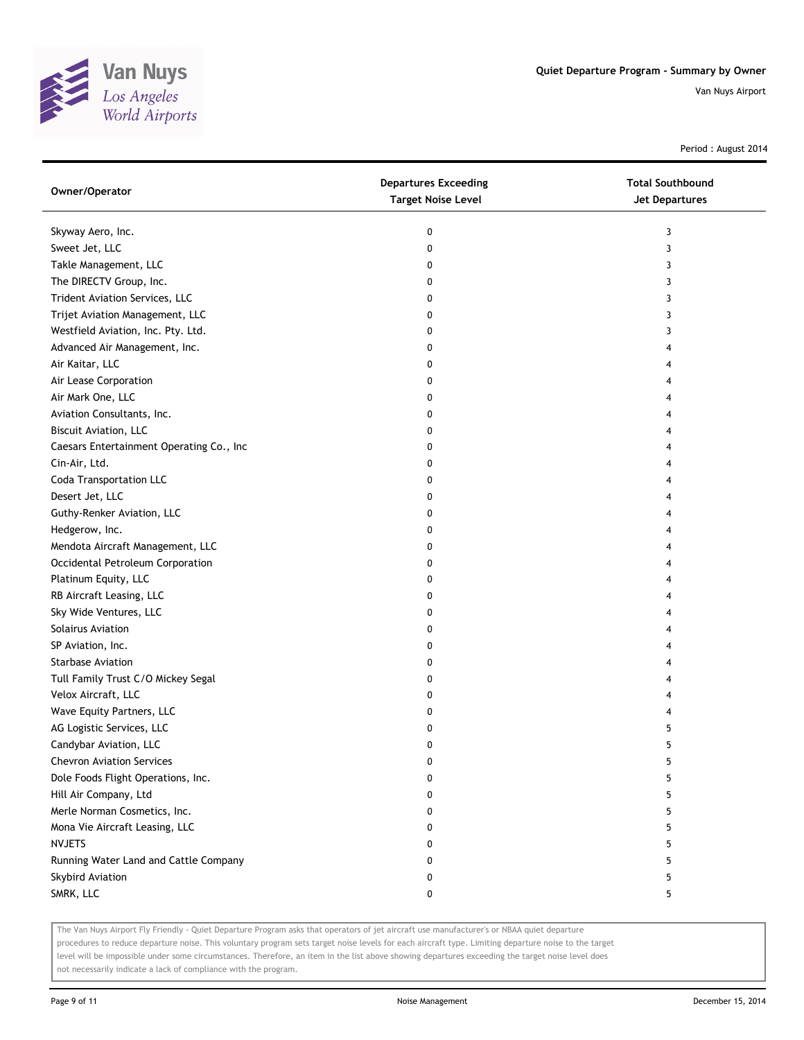# Quiet Departure Program - Summary by Owner

Van Nuys Airport

Period : August 2014

| Owner/Operator | Departures Exceeding Target Noise Level | Total Southbound Jet Departures |
|---|---|---|
| Skyway Aero, Inc. | 0 | 3 |
| Sweet Jet, LLC | 0 | 3 |
| Takle Management, LLC | 0 | 3 |
| The DIRECTV Group, Inc. | 0 | 3 |
| Trident Aviation Services, LLC | 0 | 3 |
| Trijet Aviation Management, LLC | 0 | 3 |
| Westfield Aviation, Inc. Pty. Ltd. | 0 | 3 |
| Advanced Air Management, Inc. | 0 | 4 |
| Air Kaitar, LLC | 0 | 4 |
| Air Lease Corporation | 0 | 4 |
| Air Mark One, LLC | 0 | 4 |
| Aviation Consultants, Inc. | 0 | 4 |
| Biscuit Aviation, LLC | 0 | 4 |
| Caesars Entertainment Operating Co., Inc | 0 | 4 |
| Cin-Air, Ltd. | 0 | 4 |
| Coda Transportation LLC | 0 | 4 |
| Desert Jet, LLC | 0 | 4 |
| Guthy-Renker Aviation, LLC | 0 | 4 |
| Hedgerow, Inc. | 0 | 4 |
| Mendota Aircraft Management, LLC | 0 | 4 |
| Occidental Petroleum Corporation | 0 | 4 |
| Platinum Equity, LLC | 0 | 4 |
| RB Aircraft Leasing, LLC | 0 | 4 |
| Sky Wide Ventures, LLC | 0 | 4 |
| Solairus Aviation | 0 | 4 |
| SP Aviation, Inc. | 0 | 4 |
| Starbase Aviation | 0 | 4 |
| Tull Family Trust C/O Mickey Segal | 0 | 4 |
| Velox Aircraft, LLC | 0 | 4 |
| Wave Equity Partners, LLC | 0 | 4 |
| AG Logistic Services, LLC | 0 | 5 |
| Candybar Aviation, LLC | 0 | 5 |
| Chevron Aviation Services | 0 | 5 |
| Dole Foods Flight Operations, Inc. | 0 | 5 |
| Hill Air Company, Ltd | 0 | 5 |
| Merle Norman Cosmetics, Inc. | 0 | 5 |
| Mona Vie Aircraft Leasing, LLC | 0 | 5 |
| NVJETS | 0 | 5 |
| Running Water Land and Cattle Company | 0 | 5 |
| Skybird Aviation | 0 | 5 |
| SMRK, LLC | 0 | 5 |

The Van Nuys Airport Fly Friendly - Quiet Departure Program asks that operators of jet aircraft use manufacturer's or NBAA quiet departure procedures to reduce departure noise. This voluntary program sets target noise levels for each aircraft type. Limiting departure noise to the target level will be impossible under some circumstances. Therefore, an item in the list above showing departures exceeding the target noise level does not necessarily indicate a lack of compliance with the program.

Noise Management — December 15, 2014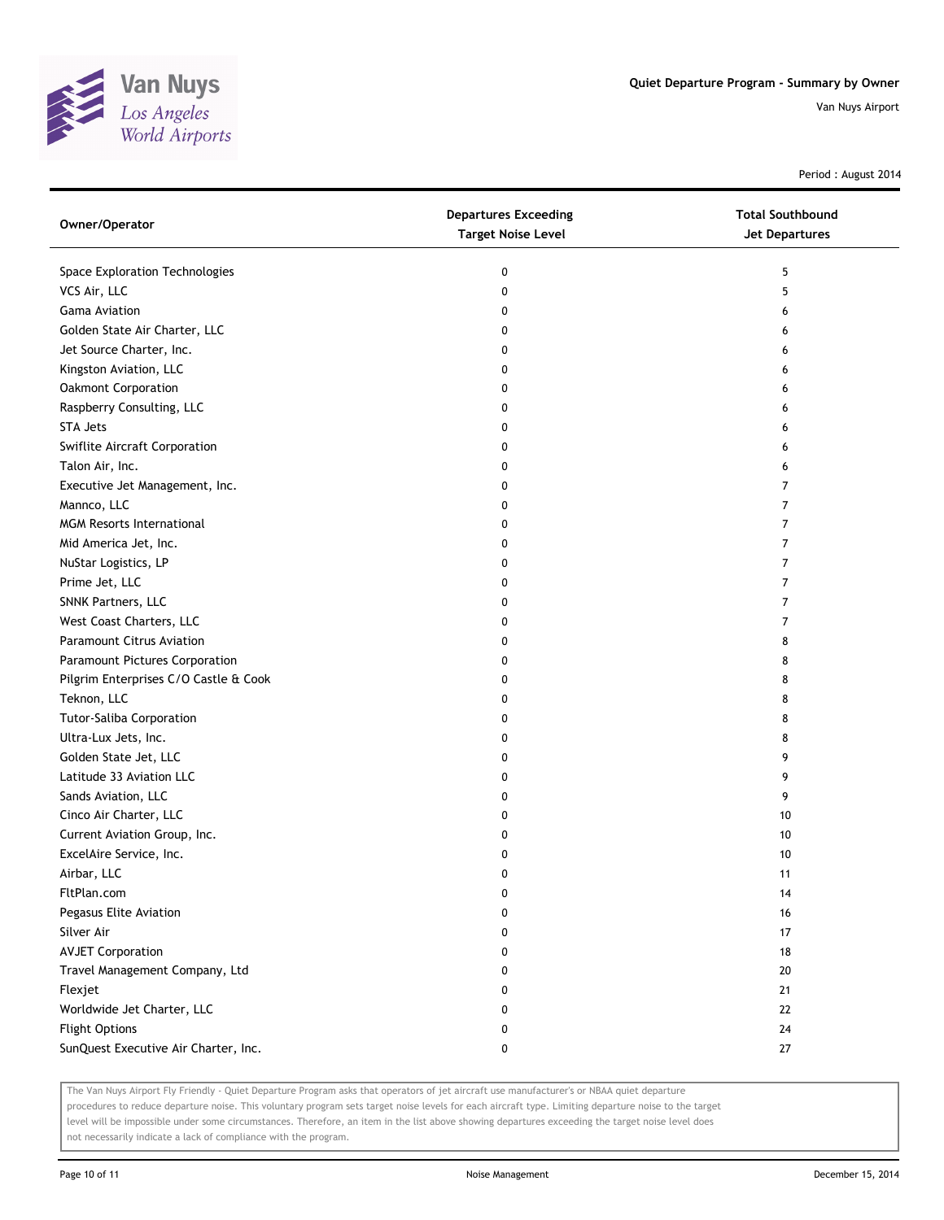Quiet Departure Program - Summary by Owner

Van Nuys Airport

Period : August 2014

| Owner/Operator | Departures Exceeding Target Noise Level | Total Southbound Jet Departures |
|---|---|---|
| Space Exploration Technologies | 0 | 5 |
| VCS Air, LLC | 0 | 5 |
| Gama Aviation | 0 | 6 |
| Golden State Air Charter, LLC | 0 | 6 |
| Jet Source Charter, Inc. | 0 | 6 |
| Kingston Aviation, LLC | 0 | 6 |
| Oakmont Corporation | 0 | 6 |
| Raspberry Consulting, LLC | 0 | 6 |
| STA Jets | 0 | 6 |
| Swiflite Aircraft Corporation | 0 | 6 |
| Talon Air, Inc. | 0 | 6 |
| Executive Jet Management, Inc. | 0 | 7 |
| Mannco, LLC | 0 | 7 |
| MGM Resorts International | 0 | 7 |
| Mid America Jet, Inc. | 0 | 7 |
| NuStar Logistics, LP | 0 | 7 |
| Prime Jet, LLC | 0 | 7 |
| SNNK Partners, LLC | 0 | 7 |
| West Coast Charters, LLC | 0 | 7 |
| Paramount Citrus Aviation | 0 | 8 |
| Paramount Pictures Corporation | 0 | 8 |
| Pilgrim Enterprises C/O Castle & Cook | 0 | 8 |
| Teknon, LLC | 0 | 8 |
| Tutor-Saliba Corporation | 0 | 8 |
| Ultra-Lux Jets, Inc. | 0 | 8 |
| Golden State Jet, LLC | 0 | 9 |
| Latitude 33 Aviation LLC | 0 | 9 |
| Sands Aviation, LLC | 0 | 9 |
| Cinco Air Charter, LLC | 0 | 10 |
| Current Aviation Group, Inc. | 0 | 10 |
| ExcelAire Service, Inc. | 0 | 10 |
| Airbar, LLC | 0 | 11 |
| FltPlan.com | 0 | 14 |
| Pegasus Elite Aviation | 0 | 16 |
| Silver Air | 0 | 17 |
| AVJET Corporation | 0 | 18 |
| Travel Management Company, Ltd | 0 | 20 |
| Flexjet | 0 | 21 |
| Worldwide Jet Charter, LLC | 0 | 22 |
| Flight Options | 0 | 24 |
| SunQuest Executive Air Charter, Inc. | 0 | 27 |

The Van Nuys Airport Fly Friendly - Quiet Departure Program asks that operators of jet aircraft use manufacturer's or NBAA quiet departure procedures to reduce departure noise. This voluntary program sets target noise levels for each aircraft type. Limiting departure noise to the target level will be impossible under some circumstances. Therefore, an item in the list above showing departures exceeding the target noise level does not necessarily indicate a lack of compliance with the program.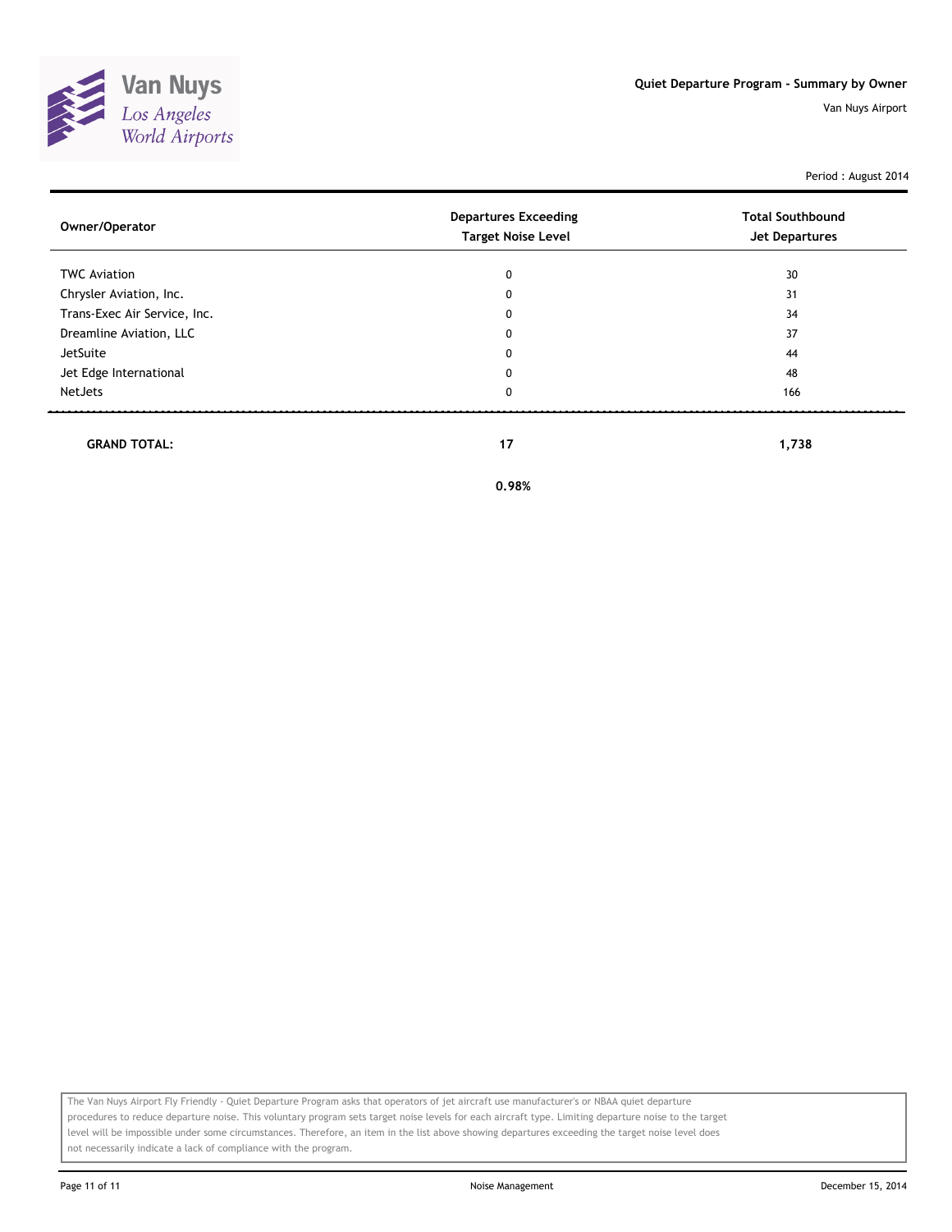# Quiet Departure Program - Summary by Owner

Van Nuys Airport

Period : August 2014

| Owner/Operator | Departures Exceeding Target Noise Level | Total Southbound Jet Departures |
|---|---|---|
| TWC Aviation | 0 | 30 |
| Chrysler Aviation, Inc. | 0 | 31 |
| Trans-Exec Air Service, Inc. | 0 | 34 |
| Dreamline Aviation, LLC | 0 | 37 |
| JetSuite | 0 | 44 |
| Jet Edge International | 0 | 48 |
| NetJets | 0 | 166 |
| **GRAND TOTAL:** | **17** | **1,738** |
| | **0.98%** | |

The Van Nuys Airport Fly Friendly - Quiet Departure Program asks that operators of jet aircraft use manufacturer's or NBAA quiet departure procedures to reduce departure noise. This voluntary program sets target noise levels for each aircraft type. Limiting departure noise to the target level will be impossible under some circumstances. Therefore, an item in the list above showing departures exceeding the target noise level does not necessarily indicate a lack of compliance with the program.

Noise Management

December 15, 2014